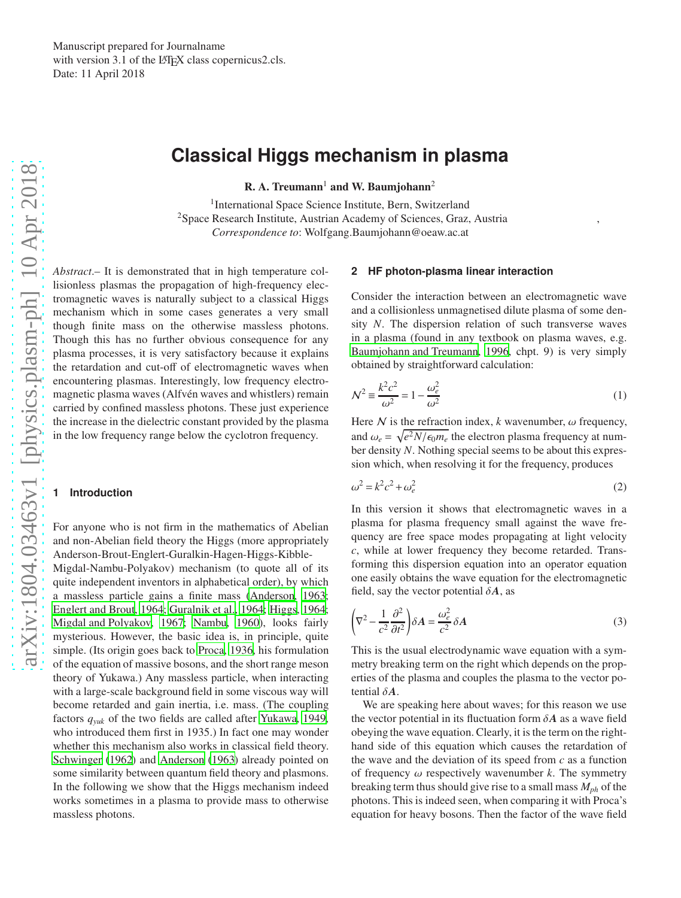Manuscript prepared for Journalname
with version 3.1 of the LaTeX class copernicus2.cls.
Date: 11 April 2018

# Classical Higgs mechanism in plasma

**R. A. Treumann**[1] **and W. Baumjohann**[2]

[1]International Space Science Institute, Bern, Switzerland
[2]Space Research Institute, Austrian Academy of Sciences, Graz, Austria
*Correspondence to*: Wolfgang.Baumjohann@oeaw.ac.at

*Abstract*.– It is demonstrated that in high temperature collisionless plasmas the propagation of high-frequency electromagnetic waves is naturally subject to a classical Higgs mechanism which in some cases generates a very small though finite mass on the otherwise massless photons. Though this has no further obvious consequence for any plasma processes, it is very satisfactory because it explains the retardation and cut-off of electromagnetic waves when encountering plasmas. Interestingly, low frequency electromagnetic plasma waves (Alfvén waves and whistlers) remain carried by confined massless photons. These just experience the increase in the dielectric constant provided by the plasma in the low frequency range below the cyclotron frequency.

## 1 Introduction

For anyone who is not firm in the mathematics of Abelian and non-Abelian field theory the Higgs (more appropriately Anderson-Brout-Englert-Guralkin-Hagen-Higgs-Kibble-Migdal-Nambu-Polyakov) mechanism (to quote all of its quite independent inventors in alphabetical order), by which a massless particle gains a finite mass (Anderson, 1963; Englert and Brout, 1964; Guralnik et al., 1964; Higgs, 1964; Migdal and Polyakov, 1967; Nambu, 1960), looks fairly mysterious. However, the basic idea is, in principle, quite simple. (Its origin goes back to Proca, 1936, his formulation of the equation of massive bosons, and the short range meson theory of Yukawa.) Any massless particle, when interacting with a large-scale background field in some viscous way will become retarded and gain inertia, i.e. mass. (The coupling factors $q_{yuk}$ of the two fields are called after Yukawa, 1949, who introduced them first in 1935.) In fact one may wonder whether this mechanism also works in classical field theory. Schwinger (1962) and Anderson (1963) already pointed on some similarity between quantum field theory and plasmons. In the following we show that the Higgs mechanism indeed works sometimes in a plasma to provide mass to otherwise massless photons.

## 2 HF photon-plasma linear interaction

Consider the interaction between an electromagnetic wave and a collisionless unmagnetised dilute plasma of some density $N$. The dispersion relation of such transverse waves in a plasma (found in any textbook on plasma waves, e.g. Baumjohann and Treumann, 1996, chpt. 9) is very simply obtained by straightforward calculation:

$$\mathcal{N}^2 \equiv \frac{k^2c^2}{\omega^2} = 1 - \frac{\omega_e^2}{\omega^2} \tag{1}$$

Here $\mathcal{N}$ is the refraction index, $k$ wavenumber, $\omega$ frequency, and $\omega_e = \sqrt{e^2N/\epsilon_0 m_e}$ the electron plasma frequency at number density $N$. Nothing special seems to be about this expression which, when resolving it for the frequency, produces

$$\omega^2 = k^2c^2 + \omega_e^2 \tag{2}$$

In this version it shows that electromagnetic waves in a plasma for plasma frequency small against the wave frequency are free space modes propagating at light velocity $c$, while at lower frequency they become retarded. Transforming this dispersion equation into an operator equation one easily obtains the wave equation for the electromagnetic field, say the vector potential $\delta\boldsymbol{A}$, as

$$\left(\nabla^2 - \frac{1}{c^2}\frac{\partial^2}{\partial t^2}\right)\delta\boldsymbol{A} = \frac{\omega_e^2}{c^2}\,\delta\boldsymbol{A} \tag{3}$$

This is the usual electrodynamic wave equation with a symmetry breaking term on the right which depends on the properties of the plasma and couples the plasma to the vector potential $\delta\boldsymbol{A}$.

We are speaking here about waves; for this reason we use the vector potential in its fluctuation form $\delta\boldsymbol{A}$ as a wave field obeying the wave equation. Clearly, it is the term on the right-hand side of this equation which causes the retardation of the wave and the deviation of its speed from $c$ as a function of frequency $\omega$ respectively wavenumber $k$. The symmetry breaking term thus should give rise to a small mass $M_{ph}$ of the photons. This is indeed seen, when comparing it with Proca's equation for heavy bosons. Then the factor of the wave field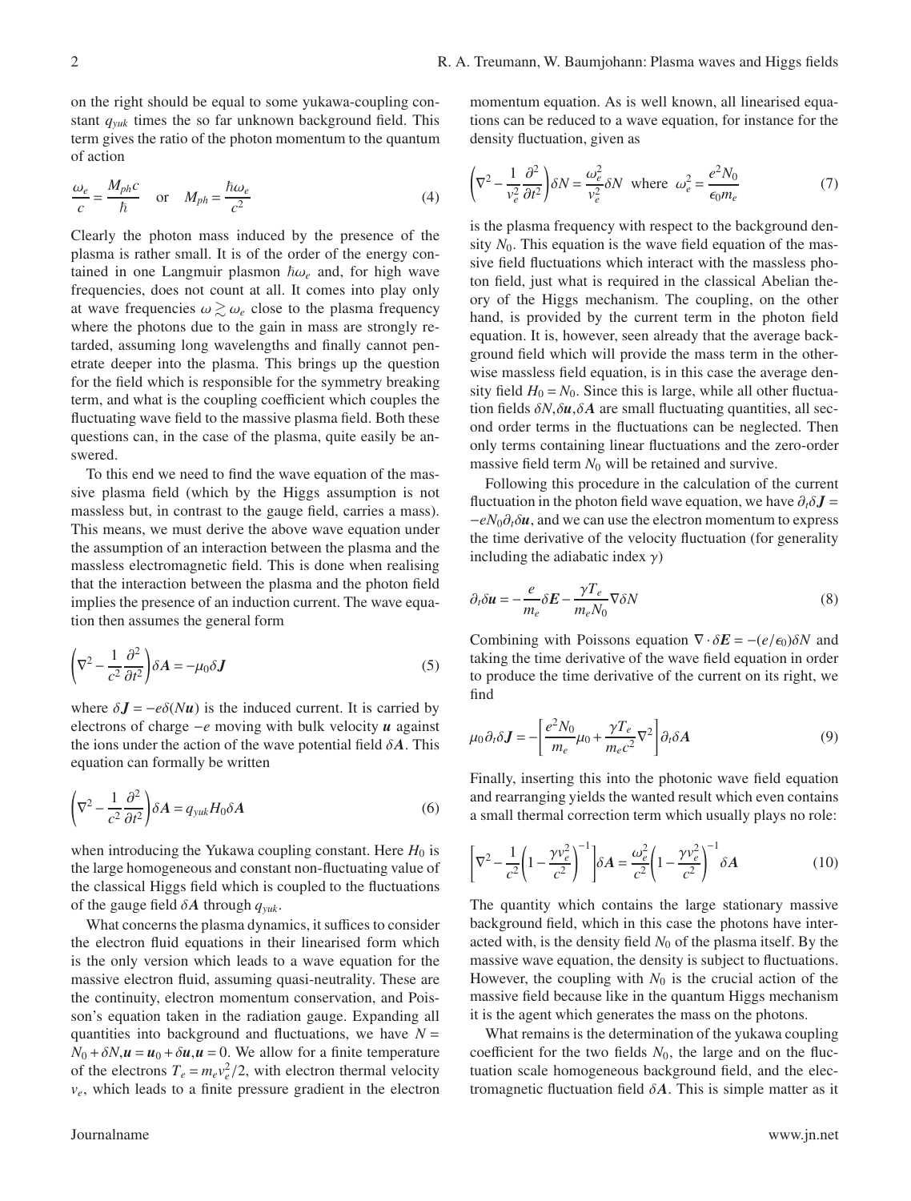on the right should be equal to some yukawa-coupling constant $q_{yuk}$ times the so far unknown background field. This term gives the ratio of the photon momentum to the quantum of action

$$\frac{\omega_e}{c} = \frac{M_{ph}c}{\hbar} \quad \text{or} \quad M_{ph} = \frac{\hbar\omega_e}{c^2} \tag{4}$$

Clearly the photon mass induced by the presence of the plasma is rather small. It is of the order of the energy contained in one Langmuir plasmon $\hbar\omega_e$ and, for high wave frequencies, does not count at all. It comes into play only at wave frequencies $\omega \gtrsim \omega_e$ close to the plasma frequency where the photons due to the gain in mass are strongly retarded, assuming long wavelengths and finally cannot penetrate deeper into the plasma. This brings up the question for the field which is responsible for the symmetry breaking term, and what is the coupling coefficient which couples the fluctuating wave field to the massive plasma field. Both these questions can, in the case of the plasma, quite easily be answered.

To this end we need to find the wave equation of the massive plasma field (which by the Higgs assumption is not massless but, in contrast to the gauge field, carries a mass). This means, we must derive the above wave equation under the assumption of an interaction between the plasma and the massless electromagnetic field. This is done when realising that the interaction between the plasma and the photon field implies the presence of an induction current. The wave equation then assumes the general form

$$\left(\nabla^2 - \frac{1}{c^2}\frac{\partial^2}{\partial t^2}\right)\delta\boldsymbol{A} = -\mu_0\delta\boldsymbol{J} \tag{5}$$

where $\delta\boldsymbol{J} = -e\delta(N\boldsymbol{u})$ is the induced current. It is carried by electrons of charge $-e$ moving with bulk velocity $\boldsymbol{u}$ against the ions under the action of the wave potential field $\delta\boldsymbol{A}$. This equation can formally be written

$$\left(\nabla^2 - \frac{1}{c^2}\frac{\partial^2}{\partial t^2}\right)\delta\boldsymbol{A} = q_{yuk}H_0\delta\boldsymbol{A} \tag{6}$$

when introducing the Yukawa coupling constant. Here $H_0$ is the large homogeneous and constant non-fluctuating value of the classical Higgs field which is coupled to the fluctuations of the gauge field $\delta\boldsymbol{A}$ through $q_{yuk}$.

What concerns the plasma dynamics, it suffices to consider the electron fluid equations in their linearised form which is the only version which leads to a wave equation for the massive electron fluid, assuming quasi-neutrality. These are the continuity, electron momentum conservation, and Poisson's equation taken in the radiation gauge. Expanding all quantities into background and fluctuations, we have $N = N_0 + \delta N, \boldsymbol{u} = \boldsymbol{u}_0 + \delta\boldsymbol{u}, \boldsymbol{u} = 0$. We allow for a finite temperature of the electrons $T_e = m_e v_e^2/2$, with electron thermal velocity $v_e$, which leads to a finite pressure gradient in the electron momentum equation. As is well known, all linearised equations can be reduced to a wave equation, for instance for the density fluctuation, given as

$$\left(\nabla^2 - \frac{1}{v_e^2}\frac{\partial^2}{\partial t^2}\right)\delta N = \frac{\omega_e^2}{v_e^2}\delta N \quad \text{where} \quad \omega_e^2 = \frac{e^2 N_0}{\epsilon_0 m_e} \tag{7}$$

is the plasma frequency with respect to the background density $N_0$. This equation is the wave field equation of the massive field fluctuations which interact with the massless photon field, just what is required in the classical Abelian theory of the Higgs mechanism. The coupling, on the other hand, is provided by the current term in the photon field equation. It is, however, seen already that the average background field which will provide the mass term in the otherwise massless field equation, is in this case the average density field $H_0 = N_0$. Since this is large, while all other fluctuation fields $\delta N, \delta\boldsymbol{u}, \delta\boldsymbol{A}$ are small fluctuating quantities, all second order terms in the fluctuations can be neglected. Then only terms containing linear fluctuations and the zero-order massive field term $N_0$ will be retained and survive.

Following this procedure in the calculation of the current fluctuation in the photon field wave equation, we have $\partial_t\delta\boldsymbol{J} = -eN_0\partial_t\delta\boldsymbol{u}$, and we can use the electron momentum to express the time derivative of the velocity fluctuation (for generality including the adiabatic index $\gamma$)

$$\partial_t\delta\boldsymbol{u} = -\frac{e}{m_e}\delta\boldsymbol{E} - \frac{\gamma T_e}{m_e N_0}\nabla\delta N \tag{8}$$

Combining with Poissons equation $\nabla\cdot\delta\boldsymbol{E} = -(e/\epsilon_0)\delta N$ and taking the time derivative of the wave field equation in order to produce the time derivative of the current on its right, we find

$$\mu_0\partial_t\delta\boldsymbol{J} = -\left[\frac{e^2 N_0}{m_e}\mu_0 + \frac{\gamma T_e}{m_e c^2}\nabla^2\right]\partial_t\delta\boldsymbol{A} \tag{9}$$

Finally, inserting this into the photonic wave field equation and rearranging yields the wanted result which even contains a small thermal correction term which usually plays no role:

$$\left[\nabla^2 - \frac{1}{c^2}\left(1 - \frac{\gamma v_e^2}{c^2}\right)^{-1}\right]\delta\boldsymbol{A} = \frac{\omega_e^2}{c^2}\left(1 - \frac{\gamma v_e^2}{c^2}\right)^{-1}\delta\boldsymbol{A} \tag{10}$$

The quantity which contains the large stationary massive background field, which in this case the photons have interacted with, is the density field $N_0$ of the plasma itself. By the massive wave equation, the density is subject to fluctuations. However, the coupling with $N_0$ is the crucial action of the massive field because like in the quantum Higgs mechanism it is the agent which generates the mass on the photons.

What remains is the determination of the yukawa coupling coefficient for the two fields $N_0$, the large and on the fluctuation scale homogeneous background field, and the electromagnetic fluctuation field $\delta\boldsymbol{A}$. This is simple matter as it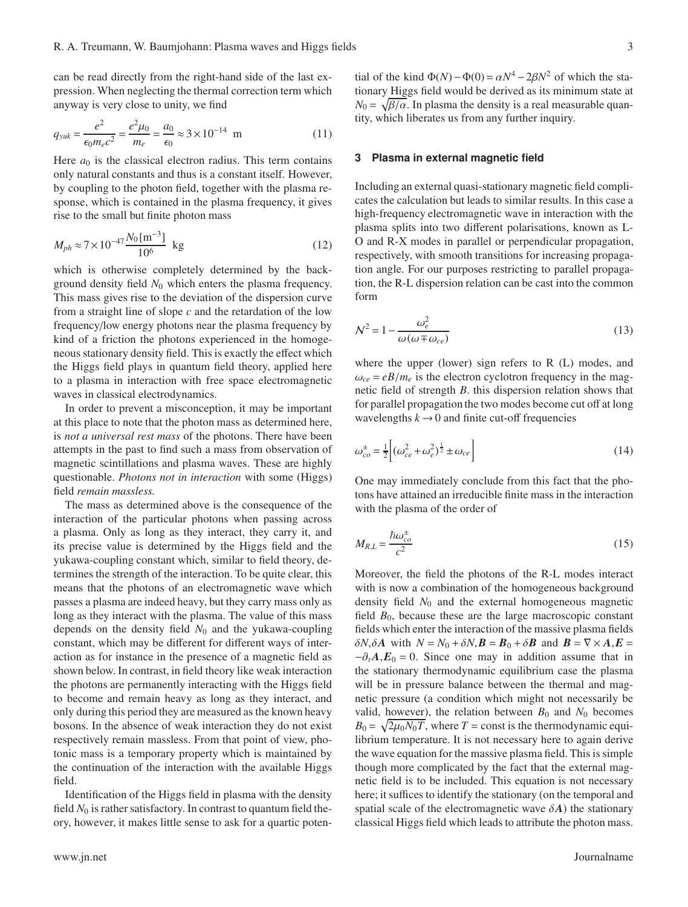can be read directly from the right-hand side of the last expression. When neglecting the thermal correction term which anyway is very close to unity, we find

$$q_{yuk} = \frac{e^2}{\epsilon_0 m_e c^2} = \frac{e^2\mu_0}{m_e} = \frac{a_0}{\epsilon_0} \approx 3\times 10^{-14} \ \mathrm{m} \tag{11}$$

Here $a_0$ is the classical electron radius. This term contains only natural constants and thus is a constant itself. However, by coupling to the photon field, together with the plasma response, which is contained in the plasma frequency, it gives rise to the small but finite photon mass

$$M_{ph} \approx 7\times 10^{-47} \frac{N_0\,[\mathrm{m}^{-3}]}{10^6} \ \mathrm{kg} \tag{12}$$

which is otherwise completely determined by the background density field $N_0$ which enters the plasma frequency. This mass gives rise to the deviation of the dispersion curve from a straight line of slope $c$ and the retardation of the low frequency/low energy photons near the plasma frequency by kind of a friction the photons experienced in the homogeneous stationary density field. This is exactly the effect which the Higgs field plays in quantum field theory, applied here to a plasma in interaction with free space electromagnetic waves in classical electrodynamics.

In order to prevent a misconception, it may be important at this place to note that the photon mass as determined here, is *not a universal rest mass* of the photons. There have been attempts in the past to find such a mass from observation of magnetic scintillations and plasma waves. These are highly questionable. *Photons not in interaction* with some (Higgs) field *remain massless.*

The mass as determined above is the consequence of the interaction of the particular photons when passing across a plasma. Only as long as they interact, they carry it, and its precise value is determined by the Higgs field and the yukawa-coupling constant which, similar to field theory, determines the strength of the interaction. To be quite clear, this means that the photons of an electromagnetic wave which passes a plasma are indeed heavy, but they carry mass only as long as they interact with the plasma. The value of this mass depends on the density field $N_0$ and the yukawa-coupling constant, which may be different for different ways of interaction as for instance in the presence of a magnetic field as shown below. In contrast, in field theory like weak interaction the photons are permanently interacting with the Higgs field to become and remain heavy as long as they interact, and only during this period they are measured as the known heavy bosons. In the absence of weak interaction they do not exist respectively remain massless. From that point of view, photonic mass is a temporary property which is maintained by the continuation of the interaction with the available Higgs field.

Identification of the Higgs field in plasma with the density field $N_0$ is rather satisfactory. In contrast to quantum field theory, however, it makes little sense to ask for a quartic potential of the kind $\Phi(N) - \Phi(0) = \alpha N^4 - 2\beta N^2$ of which the stationary Higgs field would be derived as its minimum state at $N_0 = \sqrt{\beta/\alpha}$. In plasma the density is a real measurable quantity, which liberates us from any further inquiry.

## 3 Plasma in external magnetic field

Including an external quasi-stationary magnetic field complicates the calculation but leads to similar results. In this case a high-frequency electromagnetic wave in interaction with the plasma splits into two different polarisations, known as L-O and R-X modes in parallel or perpendicular propagation, respectively, with smooth transitions for increasing propagation angle. For our purposes restricting to parallel propagation, the R-L dispersion relation can be cast into the common form

$$\mathcal{N}^2 = 1 - \frac{\omega_e^2}{\omega(\omega \mp \omega_{ce})} \tag{13}$$

where the upper (lower) sign refers to R (L) modes, and $\omega_{ce} = eB/m_e$ is the electron cyclotron frequency in the magnetic field of strength $B$. this dispersion relation shows that for parallel propagation the two modes become cut off at long wavelengths $k \to 0$ and finite cut-off frequencies

$$\omega_{co}^{\pm} = \tfrac{1}{2}\left[(\omega_{ce}^2 + \omega_e^2)^{\frac{1}{2}} \pm \omega_{ce}\right] \tag{14}$$

One may immediately conclude from this fact that the photons have attained an irreducible finite mass in the interaction with the plasma of the order of

$$M_{R,L} = \frac{\hbar\omega_{co}^{\pm}}{c^2} \tag{15}$$

Moreover, the field the photons of the R-L modes interact with is now a combination of the homogeneous background density field $N_0$ and the external homogeneous magnetic field $B_0$, because these are the large macroscopic constant fields which enter the interaction of the massive plasma fields $\delta N, \delta\boldsymbol{A}$ with $N = N_0 + \delta N, \boldsymbol{B} = \boldsymbol{B}_0 + \delta\boldsymbol{B}$ and $\boldsymbol{B} = \nabla\times\boldsymbol{A}, \boldsymbol{E} = -\partial_t\boldsymbol{A}, \boldsymbol{E}_0 = 0$. Since one may in addition assume that in the stationary thermodynamic equilibrium case the plasma will be in pressure balance between the thermal and magnetic pressure (a condition which might not necessarily be valid, however), the relation between $B_0$ and $N_0$ becomes $B_0 = \sqrt{2\mu_0 N_0 T}$, where $T = $ const is the thermodynamic equilibrium temperature. It is not necessary here to again derive the wave equation for the massive plasma field. This is simple though more complicated by the fact that the external magnetic field is to be included. This equation is not necessary here; it suffices to identify the stationary (on the temporal and spatial scale of the electromagnetic wave $\delta\boldsymbol{A}$) the stationary classical Higgs field which leads to attribute the photon mass.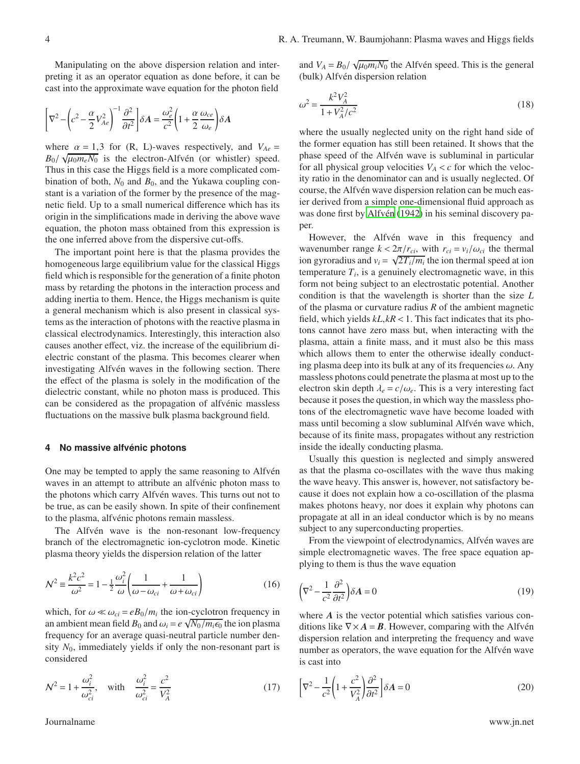Manipulating on the above dispersion relation and interpreting it as an operator equation as done before, it can be cast into the approximate wave equation for the photon field

$$\left[\nabla^2 - \left(c^2 - \frac{\alpha}{2}V_{Ae}^2\right)^{-1}\frac{\partial^2}{\partial t^2}\right]\delta\boldsymbol{A} = \frac{\omega_e^2}{c^2}\left(1 + \frac{\alpha}{2}\frac{\omega_{ce}}{\omega_e}\right)\delta\boldsymbol{A}$$

where $\alpha = 1,3$ for (R, L)-waves respectively, and $V_{Ae} = B_0/\sqrt{\mu_0 m_e N_0}$ is the electron-Alfvén (or whistler) speed. Thus in this case the Higgs field is a more complicated combination of both, $N_0$ and $B_0$, and the Yukawa coupling constant is a variation of the former by the presence of the magnetic field. Up to a small numerical difference which has its origin in the simplifications made in deriving the above wave equation, the photon mass obtained from this expression is the one inferred above from the dispersive cut-offs.

The important point here is that the plasma provides the homogeneous large equilibrium value for the classical Higgs field which is responsible for the generation of a finite photon mass by retarding the photons in the interaction process and adding inertia to them. Hence, the Higgs mechanism is quite a general mechanism which is also present in classical systems as the interaction of photons with the reactive plasma in classical electrodynamics. Interestingly, this interaction also causes another effect, viz. the increase of the equilibrium dielectric constant of the plasma. This becomes clearer when investigating Alfvén waves in the following section. There the effect of the plasma is solely in the modification of the dielectric constant, while no photon mass is produced. This can be considered as the propagation of alfvénic massless fluctuations on the massive bulk plasma background field.

## 4 No massive alfvénic photons

One may be tempted to apply the same reasoning to Alfvén waves in an attempt to attribute an alfvénic photon mass to the photons which carry Alfvén waves. This turns out not to be true, as can be easily shown. In spite of their confinement to the plasma, alfvénic photons remain massless.

The Alfvén wave is the non-resonant low-frequency branch of the electromagnetic ion-cyclotron mode. Kinetic plasma theory yields the dispersion relation of the latter

$$\mathcal{N}^2 \equiv \frac{k^2c^2}{\omega^2} = 1 - \tfrac{1}{2}\frac{\omega_i^2}{\omega}\left(\frac{1}{\omega - \omega_{ci}} + \frac{1}{\omega + \omega_{ci}}\right) \tag{16}$$

which, for $\omega \ll \omega_{ci} = eB_0/m_i$ the ion-cyclotron frequency in an ambient mean field $B_0$ and $\omega_i = e\sqrt{N_0/m_i\epsilon_0}$ the ion plasma frequency for an average quasi-neutral particle number density $N_0$, immediately yields if only the non-resonant part is considered

$$\mathcal{N}^2 = 1 + \frac{\omega_i^2}{\omega_{ci}^2}, \quad \text{with} \quad \frac{\omega_i^2}{\omega_{ci}^2} = \frac{c^2}{V_A^2} \tag{17}$$

and $V_A = B_0/\sqrt{\mu_0 m_i N_0}$ the Alfvén speed. This is the general (bulk) Alfvén dispersion relation

$$\omega^2 = \frac{k^2V_A^2}{1 + V_A^2/c^2} \tag{18}$$

where the usually neglected unity on the right hand side of the former equation has still been retained. It shows that the phase speed of the Alfvén wave is subluminal in particular for all physical group velocities $V_A < c$ for which the velocity ratio in the denominator can and is usually neglected. Of course, the Alfvén wave dispersion relation can be much easier derived from a simple one-dimensional fluid approach as was done first by Alfvén (1942) in his seminal discovery paper.

However, the Alfvén wave in this frequency and wavenumber range $k < 2\pi/r_{ci}$, with $r_{ci} = v_i/\omega_{ci}$ the thermal ion gyroradius and $v_i = \sqrt{2T_i/m_i}$ the ion thermal speed at ion temperature $T_i$, is a genuinely electromagnetic wave, in this form not being subject to an electrostatic potential. Another condition is that the wavelength is shorter than the size $L$ of the plasma or curvature radius $R$ of the ambient magnetic field, which yields $kL, kR < 1$. This fact indicates that its photons cannot have zero mass but, when interacting with the plasma, attain a finite mass, and it must also be this mass which allows them to enter the otherwise ideally conducting plasma deep into its bulk at any of its frequencies $\omega$. Any massless photons could penetrate the plasma at most up to the electron skin depth $\lambda_e = c/\omega_e$. This is a very interesting fact because it poses the question, in which way the massless photons of the electromagnetic wave have become loaded with mass until becoming a slow subluminal Alfvén wave which, because of its finite mass, propagates without any restriction inside the ideally conducting plasma.

Usually this question is neglected and simply answered as that the plasma co-oscillates with the wave thus making the wave heavy. This answer is, however, not satisfactory because it does not explain how a co-oscillation of the plasma makes photons heavy, nor does it explain why photons can propagate at all in an ideal conductor which is by no means subject to any superconducting properties.

From the viewpoint of electrodynamics, Alfvén waves are simple electromagnetic waves. The free space equation applying to them is thus the wave equation

$$\left(\nabla^2 - \frac{1}{c^2}\frac{\partial^2}{\partial t^2}\right)\delta\boldsymbol{A} = 0 \tag{19}$$

where $\boldsymbol{A}$ is the vector potential which satisfies various conditions like $\nabla\times\boldsymbol{A} = \boldsymbol{B}$. However, comparing with the Alfvén dispersion relation and interpreting the frequency and wave number as operators, the wave equation for the Alfvén wave is cast into

$$\left[\nabla^2 - \frac{1}{c^2}\left(1 + \frac{c^2}{V_A^2}\right)\frac{\partial^2}{\partial t^2}\right]\delta\boldsymbol{A} = 0 \tag{20}$$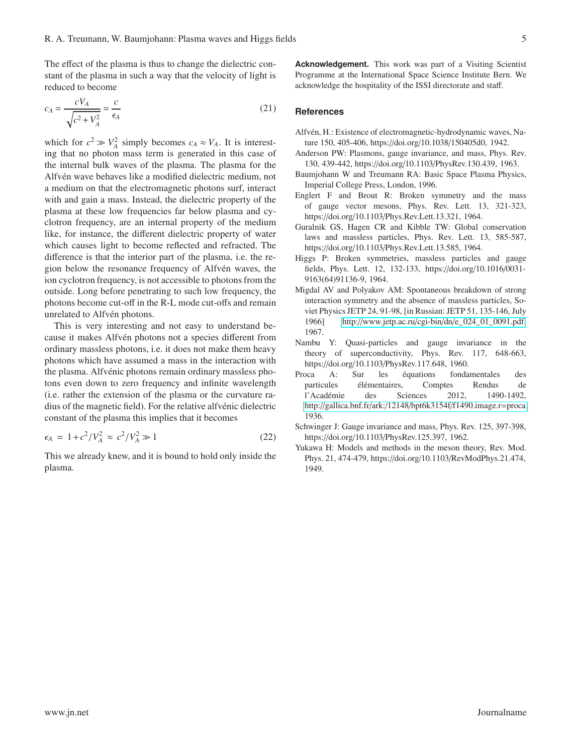The effect of the plasma is thus to change the dielectric constant of the plasma in such a way that the velocity of light is reduced to become

$$c_A = \frac{cV_A}{\sqrt{c^2 + V_A^2}} = \frac{c}{\epsilon_A} \tag{21}$$

which for $c^2 \gg V_A^2$ simply becomes $c_A \approx V_A$. It is interesting that no photon mass term is generated in this case of the internal bulk waves of the plasma. The plasma for the Alfvén wave behaves like a modified dielectric medium, not a medium on that the electromagnetic photons surf, interact with and gain a mass. Instead, the dielectric property of the plasma at these low frequencies far below plasma and cyclotron frequency, are an internal property of the medium like, for instance, the different dielectric property of water which causes light to become reflected and refracted. The difference is that the interior part of the plasma, i.e. the region below the resonance frequency of Alfvén waves, the ion cyclotron frequency, is not accessible to photons from the outside. Long before penetrating to such low frequency, the photons become cut-off in the R-L mode cut-offs and remain unrelated to Alfvén photons.

This is very interesting and not easy to understand because it makes Alfvén photons not a species different from ordinary massless photons, i.e. it does not make them heavy photons which have assumed a mass in the interaction with the plasma. Alfvénic photons remain ordinary massless photons even down to zero frequency and infinite wavelength (i.e. rather the extension of the plasma or the curvature radius of the magnetic field). For the relative alfvénic dielectric constant of the plasma this implies that it becomes

$$\epsilon_A \; = \; 1 + c^2/V_A^2 \; \approx \; c^2/V_A^2 \gg 1 \tag{22}$$

This we already knew, and it is bound to hold only inside the plasma.

**Acknowledgement.** This work was part of a Visiting Scientist Programme at the International Space Science Institute Bern. We acknowledge the hospitality of the ISSI directorate and staff.

## References

Alfvén, H.: Existence of electromagnetic-hydrodynamic waves, Nature 150, 405-406, https://doi.org/10.1038/150405d0, 1942.

Anderson PW: Plasmons, gauge invariance, and mass, Phys. Rev. 130, 439-442, https://doi.org/10.1103/PhysRev.130.439, 1963.

Baumjohann W and Treumann RA: Basic Space Plasma Physics, Imperial College Press, London, 1996.

Englert F and Brout R: Broken symmetry and the mass of gauge vector mesons, Phys. Rev. Lett. 13, 321-323, https://doi.org/10.1103/Phys.Rev.Lett.13.321, 1964.

Guralnik GS, Hagen CR and Kibble TW: Global conservation laws and massless particles, Phys. Rev. Lett. 13, 585-587, https://doi.org/10.1103/Phys.Rev.Lett.13.585, 1964.

Higgs P: Broken symmetries, massless particles and gauge fields, Phys. Lett. 12, 132-133, https://doi.org/10.1016/0031-9163(64)91136-9, 1964.

Migdal AV and Polyakov AM: Spontaneous breakdown of strong interaction symmetry and the absence of massless particles, Soviet Physics JETP 24, 91-98, [in Russian: JETP 51, 135-146, July 1966] http://www.jetp.ac.ru/cgi-bin/dn/e_024_01_0091.pdf, 1967.

Nambu Y: Quasi-particles and gauge invariance in the theory of superconductivity, Phys. Rev. 117, 648-663, https://doi.org/10.1103/PhysRev.117.648, 1960.

Proca A: Sur les équations fondamentales des particules élémentaires, Comptes Rendus de l'Académie des Sciences 2012, 1490-1492, http://gallica.bnf.fr/ark:/12148/bpt6k3154f/f1490.image.r=proca, 1936.

Schwinger J: Gauge invariance and mass, Phys. Rev. 125, 397-398, https://doi.org/10.1103/PhysRev.125.397, 1962.

Yukawa H: Models and methods in the meson theory, Rev. Mod. Phys. 21, 474-479, https://doi.org/10.1103/RevModPhys.21.474, 1949.